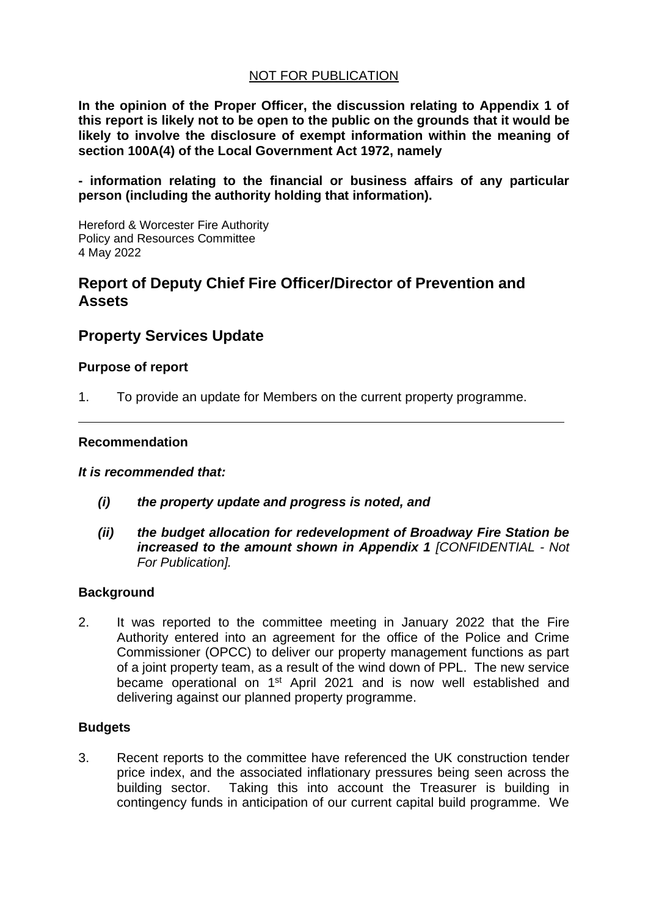NOT FOR PUBLICATION

**In the opinion of the Proper Officer, the discussion relating to Appendix 1 of this report is likely not to be open to the public on the grounds that it would be likely to involve the disclosure of exempt information within the meaning of section 100A(4) of the Local Government Act 1972, namely**

**- information relating to the financial or business affairs of any particular person (including the authority holding that information).**

Hereford & Worcester Fire Authority
Policy and Resources Committee
4 May 2022

# Report of Deputy Chief Fire Officer/Director of Prevention and Assets

# Property Services Update

### Purpose of report

1. To provide an update for Members on the current property programme.

---

### Recommendation

***It is recommended that:***

***(i) the property update and progress is noted, and***

***(ii) the budget allocation for redevelopment of Broadway Fire Station be increased to the amount shown in Appendix 1*** *[CONFIDENTIAL - Not For Publication].*

### Background

2. It was reported to the committee meeting in January 2022 that the Fire Authority entered into an agreement for the office of the Police and Crime Commissioner (OPCC) to deliver our property management functions as part of a joint property team, as a result of the wind down of PPL. The new service became operational on 1st April 2021 and is now well established and delivering against our planned property programme.

### Budgets

3. Recent reports to the committee have referenced the UK construction tender price index, and the associated inflationary pressures being seen across the building sector. Taking this into account the Treasurer is building in contingency funds in anticipation of our current capital build programme. We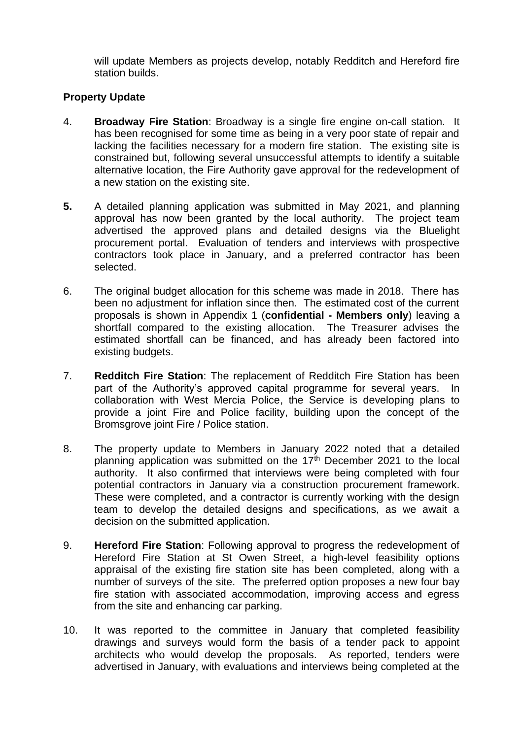will update Members as projects develop, notably Redditch and Hereford fire station builds.

**Property Update**

4. **Broadway Fire Station**: Broadway is a single fire engine on-call station. It has been recognised for some time as being in a very poor state of repair and lacking the facilities necessary for a modern fire station. The existing site is constrained but, following several unsuccessful attempts to identify a suitable alternative location, the Fire Authority gave approval for the redevelopment of a new station on the existing site.

**5.** A detailed planning application was submitted in May 2021, and planning approval has now been granted by the local authority. The project team advertised the approved plans and detailed designs via the Bluelight procurement portal. Evaluation of tenders and interviews with prospective contractors took place in January, and a preferred contractor has been selected.

6. The original budget allocation for this scheme was made in 2018. There has been no adjustment for inflation since then. The estimated cost of the current proposals is shown in Appendix 1 (**confidential - Members only**) leaving a shortfall compared to the existing allocation. The Treasurer advises the estimated shortfall can be financed, and has already been factored into existing budgets.

7. **Redditch Fire Station**: The replacement of Redditch Fire Station has been part of the Authority's approved capital programme for several years. In collaboration with West Mercia Police, the Service is developing plans to provide a joint Fire and Police facility, building upon the concept of the Bromsgrove joint Fire / Police station.

8. The property update to Members in January 2022 noted that a detailed planning application was submitted on the 17th December 2021 to the local authority. It also confirmed that interviews were being completed with four potential contractors in January via a construction procurement framework. These were completed, and a contractor is currently working with the design team to develop the detailed designs and specifications, as we await a decision on the submitted application.

9. **Hereford Fire Station**: Following approval to progress the redevelopment of Hereford Fire Station at St Owen Street, a high-level feasibility options appraisal of the existing fire station site has been completed, along with a number of surveys of the site. The preferred option proposes a new four bay fire station with associated accommodation, improving access and egress from the site and enhancing car parking.

10. It was reported to the committee in January that completed feasibility drawings and surveys would form the basis of a tender pack to appoint architects who would develop the proposals. As reported, tenders were advertised in January, with evaluations and interviews being completed at the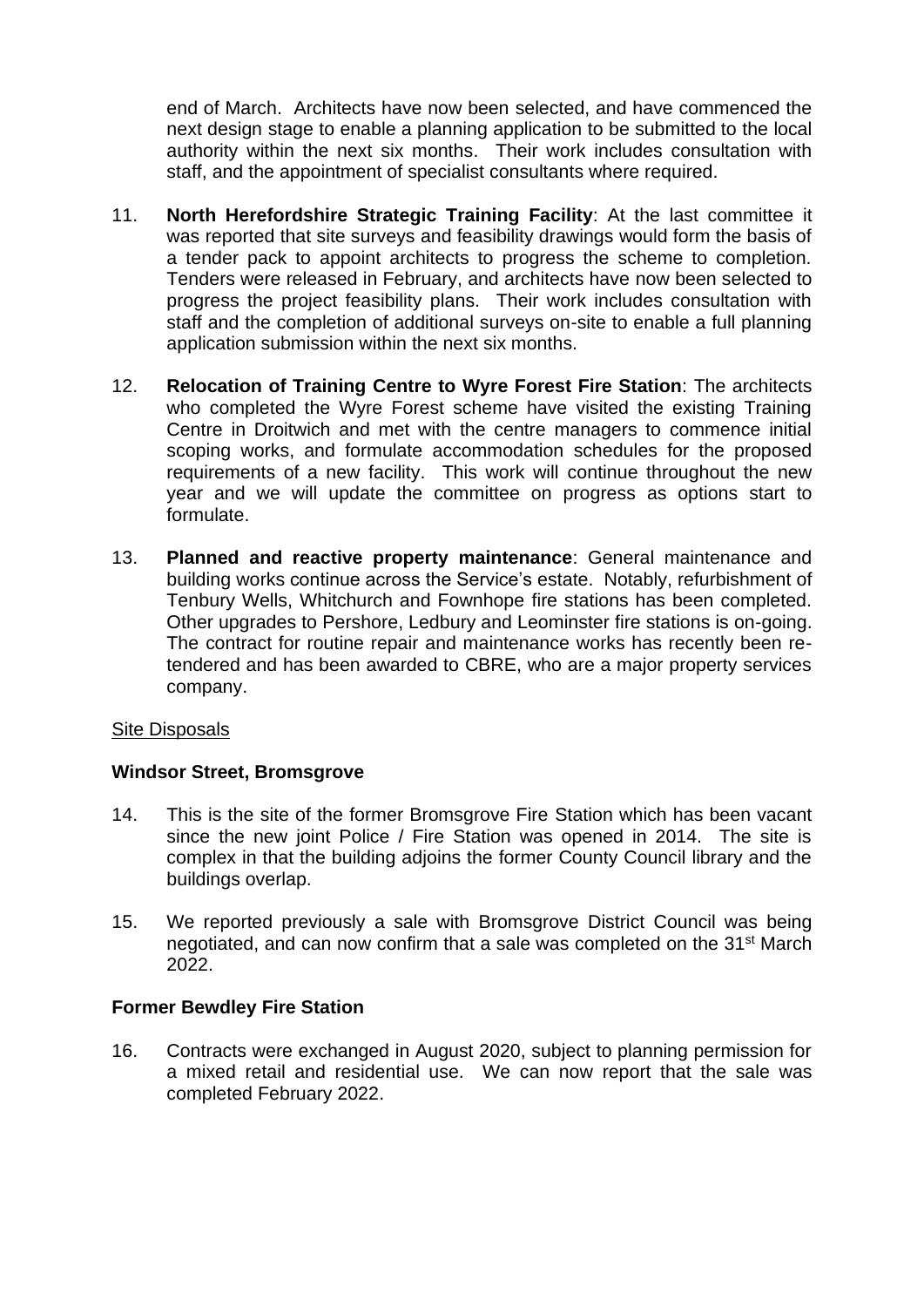end of March. Architects have now been selected, and have commenced the next design stage to enable a planning application to be submitted to the local authority within the next six months. Their work includes consultation with staff, and the appointment of specialist consultants where required.

11. **North Herefordshire Strategic Training Facility**: At the last committee it was reported that site surveys and feasibility drawings would form the basis of a tender pack to appoint architects to progress the scheme to completion. Tenders were released in February, and architects have now been selected to progress the project feasibility plans. Their work includes consultation with staff and the completion of additional surveys on-site to enable a full planning application submission within the next six months.

12. **Relocation of Training Centre to Wyre Forest Fire Station**: The architects who completed the Wyre Forest scheme have visited the existing Training Centre in Droitwich and met with the centre managers to commence initial scoping works, and formulate accommodation schedules for the proposed requirements of a new facility. This work will continue throughout the new year and we will update the committee on progress as options start to formulate.

13. **Planned and reactive property maintenance**: General maintenance and building works continue across the Service's estate. Notably, refurbishment of Tenbury Wells, Whitchurch and Fownhope fire stations has been completed. Other upgrades to Pershore, Ledbury and Leominster fire stations is on-going. The contract for routine repair and maintenance works has recently been re-tendered and has been awarded to CBRE, who are a major property services company.

<u>Site Disposals</u>

**Windsor Street, Bromsgrove**

14. This is the site of the former Bromsgrove Fire Station which has been vacant since the new joint Police / Fire Station was opened in 2014. The site is complex in that the building adjoins the former County Council library and the buildings overlap.

15. We reported previously a sale with Bromsgrove District Council was being negotiated, and can now confirm that a sale was completed on the 31st March 2022.

**Former Bewdley Fire Station**

16. Contracts were exchanged in August 2020, subject to planning permission for a mixed retail and residential use. We can now report that the sale was completed February 2022.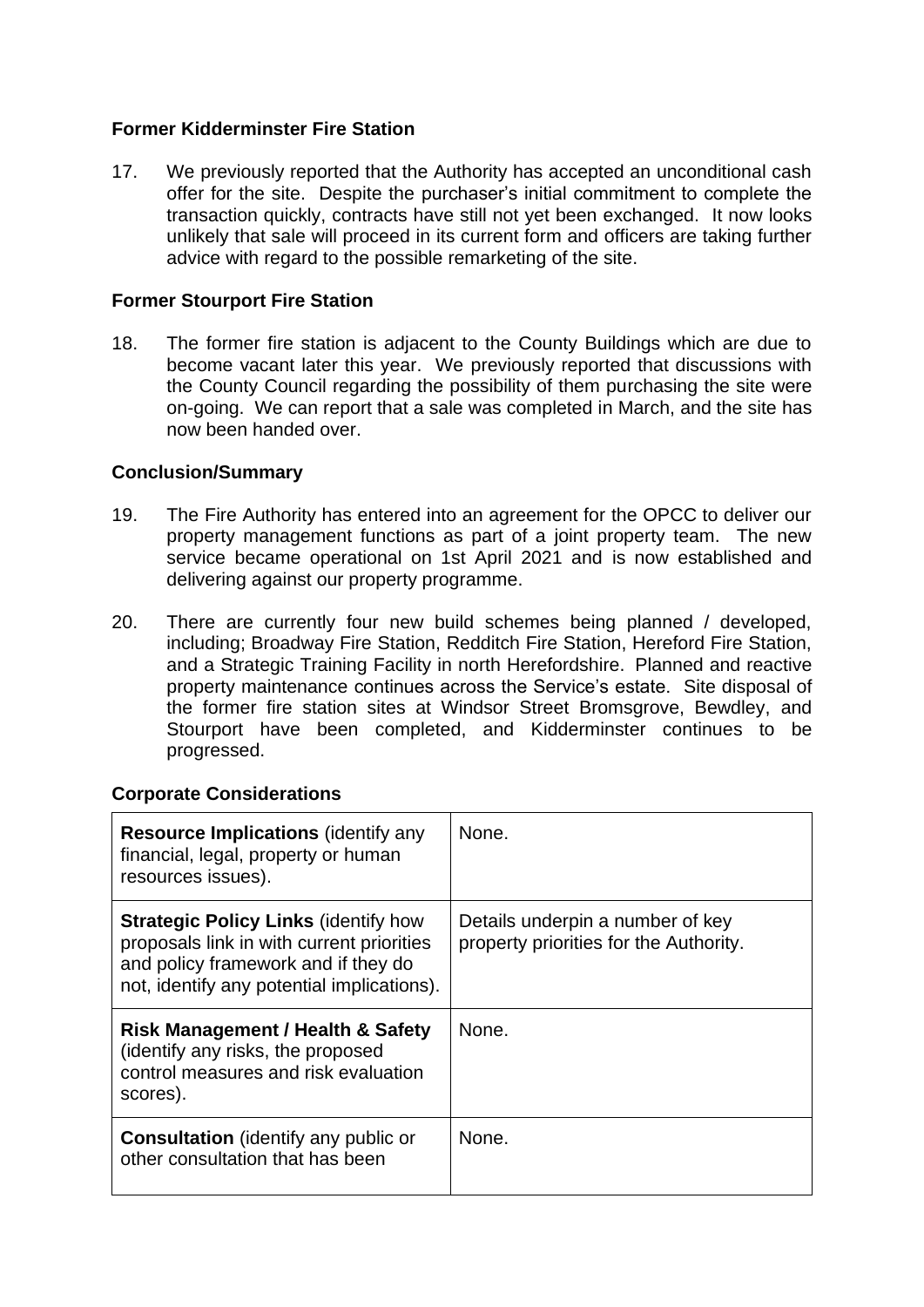**Former Kidderminster Fire Station**

17. We previously reported that the Authority has accepted an unconditional cash offer for the site. Despite the purchaser's initial commitment to complete the transaction quickly, contracts have still not yet been exchanged. It now looks unlikely that sale will proceed in its current form and officers are taking further advice with regard to the possible remarketing of the site.

**Former Stourport Fire Station**

18. The former fire station is adjacent to the County Buildings which are due to become vacant later this year. We previously reported that discussions with the County Council regarding the possibility of them purchasing the site were on-going. We can report that a sale was completed in March, and the site has now been handed over.

**Conclusion/Summary**

19. The Fire Authority has entered into an agreement for the OPCC to deliver our property management functions as part of a joint property team. The new service became operational on 1st April 2021 and is now established and delivering against our property programme.

20. There are currently four new build schemes being planned / developed, including; Broadway Fire Station, Redditch Fire Station, Hereford Fire Station, and a Strategic Training Facility in north Herefordshire. Planned and reactive property maintenance continues across the Service's estate. Site disposal of the former fire station sites at Windsor Street Bromsgrove, Bewdley, and Stourport have been completed, and Kidderminster continues to be progressed.

**Corporate Considerations**

| | |
|---|---|
| **Resource Implications** (identify any financial, legal, property or human resources issues). | None. |
| **Strategic Policy Links** (identify how proposals link in with current priorities and policy framework and if they do not, identify any potential implications). | Details underpin a number of key property priorities for the Authority. |
| **Risk Management / Health & Safety** (identify any risks, the proposed control measures and risk evaluation scores). | None. |
| **Consultation** (identify any public or other consultation that has been | None. |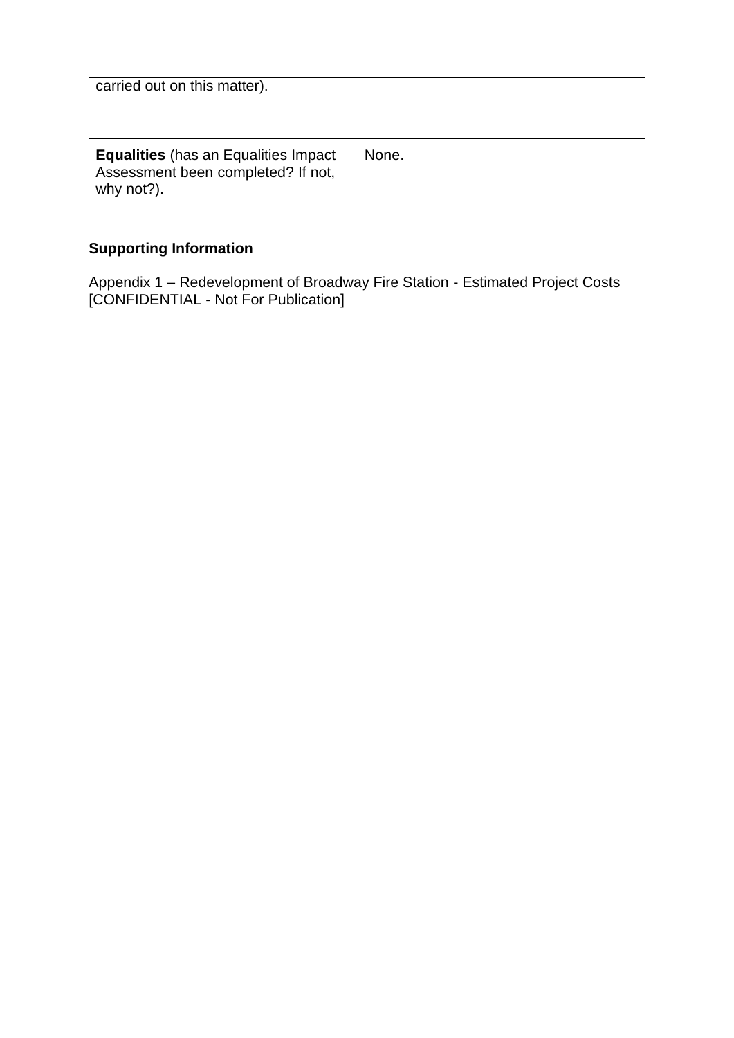| | |
|---|---|
| carried out on this matter). | |
| **Equalities** (has an Equalities Impact Assessment been completed? If not, why not?). | None. |

**Supporting Information**

Appendix 1 – Redevelopment of Broadway Fire Station - Estimated Project Costs [CONFIDENTIAL - Not For Publication]